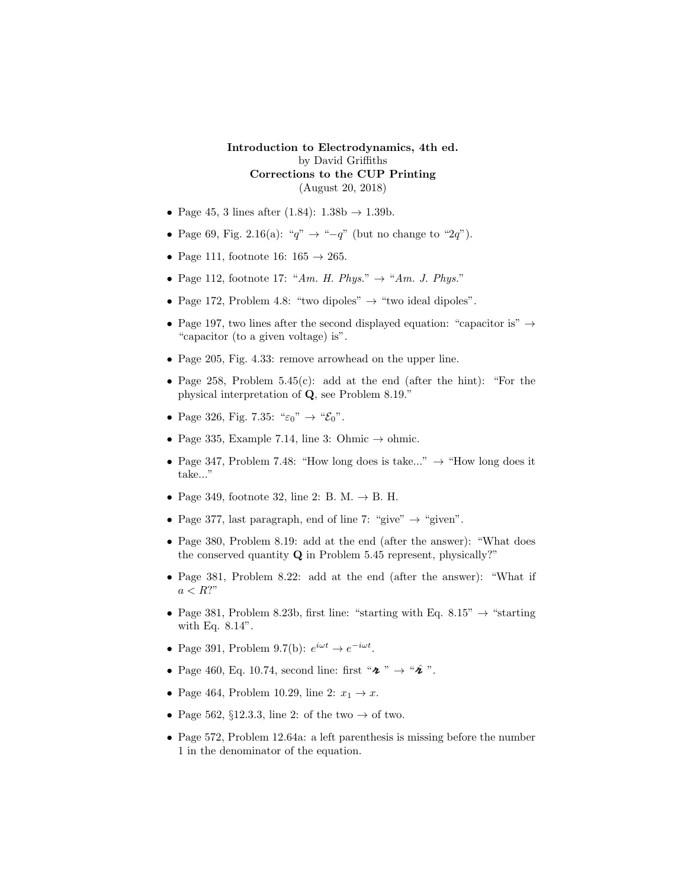**Introduction to Electrodynamics, 4th ed.**
by David Griffiths
**Corrections to the CUP Printing**
(August 20, 2018)

- Page 45, 3 lines after (1.84): 1.38b → 1.39b.
- Page 69, Fig. 2.16(a): "$q$" → "$-q$" (but no change to "$2q$").
- Page 111, footnote 16: 165 → 265.
- Page 112, footnote 17: "*Am. H. Phys.*" → "*Am. J. Phys.*"
- Page 172, Problem 4.8: "two dipoles" → "two ideal dipoles".
- Page 197, two lines after the second displayed equation: "capacitor is" → "capacitor (to a given voltage) is".
- Page 205, Fig. 4.33: remove arrowhead on the upper line.
- Page 258, Problem 5.45(c): add at the end (after the hint): "For the physical interpretation of **Q**, see Problem 8.19."
- Page 326, Fig. 7.35: "$\varepsilon_0$" → "$\mathcal{E}_0$".
- Page 335, Example 7.14, line 3: Ohmic → ohmic.
- Page 347, Problem 7.48: "How long does is take..." → "How long does it take..."
- Page 349, footnote 32, line 2: B. M. → B. H.
- Page 377, last paragraph, end of line 7: "give" → "given".
- Page 380, Problem 8.19: add at the end (after the answer): "What does the conserved quantity **Q** in Problem 5.45 represent, physically?"
- Page 381, Problem 8.22: add at the end (after the answer): "What if $a < R$?"
- Page 381, Problem 8.23b, first line: "starting with Eq. 8.15" → "starting with Eq. 8.14".
- Page 391, Problem 9.7(b): $e^{i\omega t} \to e^{-i\omega t}$.
- Page 460, Eq. 10.74, second line: first "$\boldsymbol{\mathscr{r}}$" → "$\hat{\boldsymbol{\mathscr{r}}}$".
- Page 464, Problem 10.29, line 2: $x_1 \to x$.
- Page 562, §12.3.3, line 2: of the two → of two.
- Page 572, Problem 12.64a: a left parenthesis is missing before the number 1 in the denominator of the equation.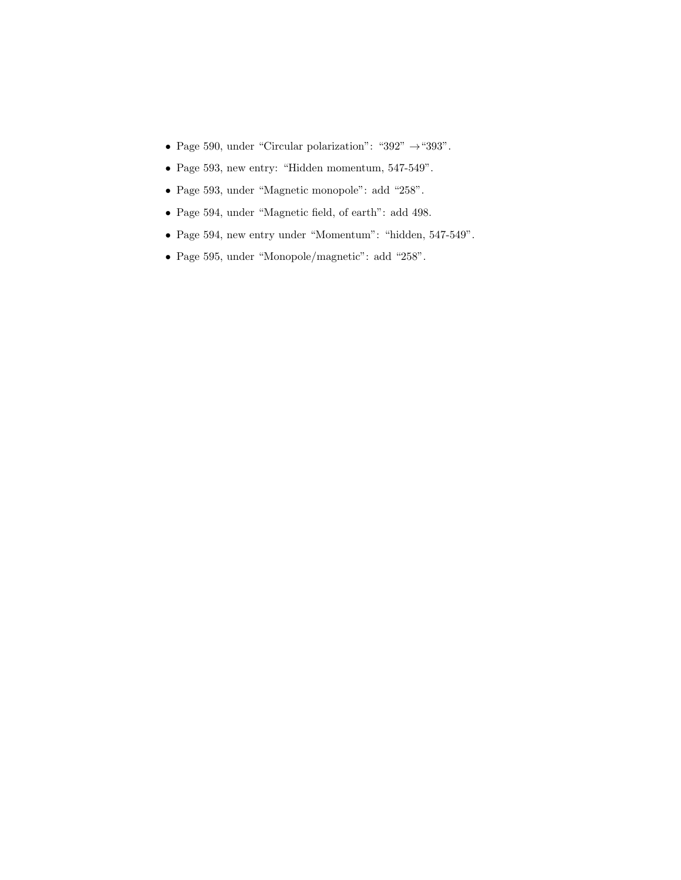- Page 590, under "Circular polarization": "392" →"393".
- Page 593, new entry: "Hidden momentum, 547-549".
- Page 593, under "Magnetic monopole": add "258".
- Page 594, under "Magnetic field, of earth": add 498.
- Page 594, new entry under "Momentum": "hidden, 547-549".
- Page 595, under "Monopole/magnetic": add "258".